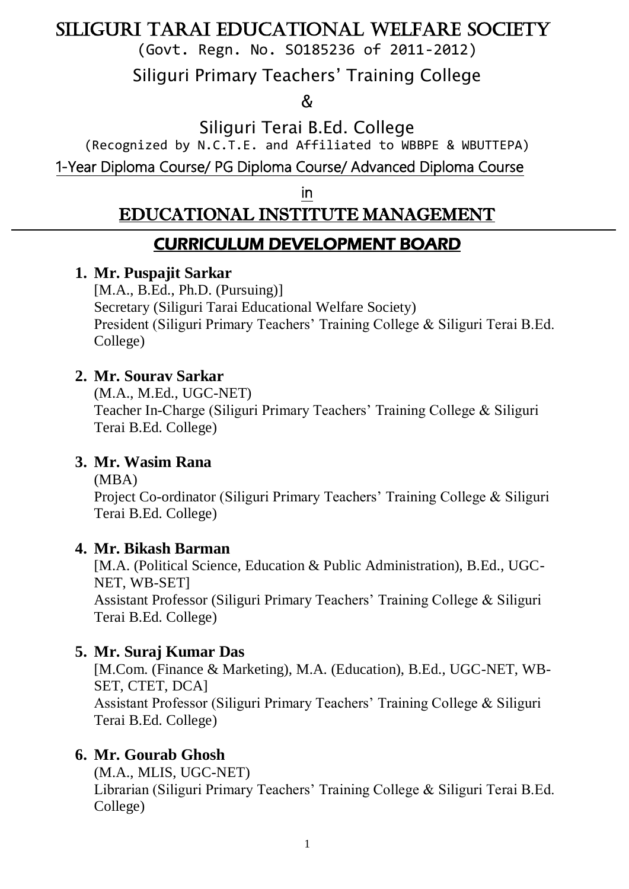# SILIGURI TARAI EDUCATIONAL WELFARE SOCIETY

(Govt. Regn. No. SO185236 of 2011-2012)

## Siliguri Primary Teachers' Training College

&

## Siliguri Terai B.Ed. College

(Recognized by N.C.T.E. and Affiliated to WBBPE & WBUTTEPA)

1-Year Diploma Course/ PG Diploma Course/ Advanced Diploma Course

in

# EDUCATIONAL INSTITUTE MANAGEMENT

## CURRICULUM DEVELOPMENT BOARD

1. **Mr. Puspajit Sarkar**
   [M.A., B.Ed., Ph.D. (Pursuing)]
   Secretary (Siliguri Tarai Educational Welfare Society)
   President (Siliguri Primary Teachers' Training College & Siliguri Terai B.Ed. College)

2. **Mr. Sourav Sarkar**
   (M.A., M.Ed., UGC-NET)
   Teacher In-Charge (Siliguri Primary Teachers' Training College & Siliguri Terai B.Ed. College)

3. **Mr. Wasim Rana**
   (MBA)
   Project Co-ordinator (Siliguri Primary Teachers' Training College & Siliguri Terai B.Ed. College)

4. **Mr. Bikash Barman**
   [M.A. (Political Science, Education & Public Administration), B.Ed., UGC-NET, WB-SET]
   Assistant Professor (Siliguri Primary Teachers' Training College & Siliguri Terai B.Ed. College)

5. **Mr. Suraj Kumar Das**
   [M.Com. (Finance & Marketing), M.A. (Education), B.Ed., UGC-NET, WB-SET, CTET, DCA]
   Assistant Professor (Siliguri Primary Teachers' Training College & Siliguri Terai B.Ed. College)

6. **Mr. Gourab Ghosh**
   (M.A., MLIS, UGC-NET)
   Librarian (Siliguri Primary Teachers' Training College & Siliguri Terai B.Ed. College)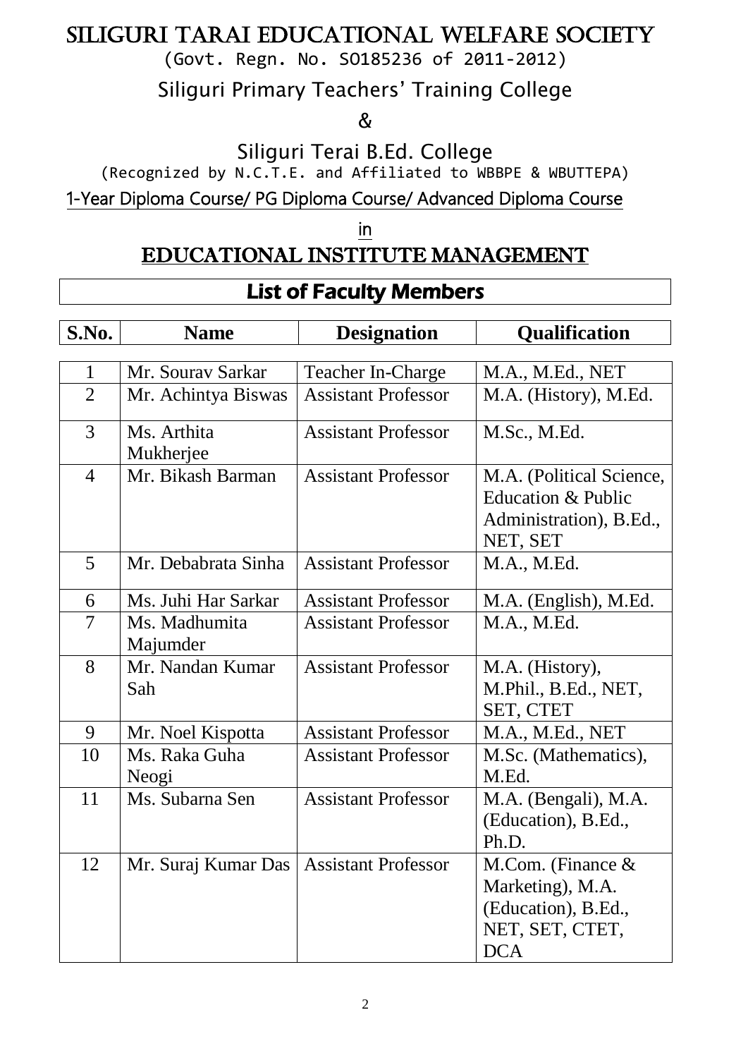# SILIGURI TARAI EDUCATIONAL WELFARE SOCIETY

(Govt. Regn. No. SO185236 of 2011-2012)

## Siliguri Primary Teachers' Training College

&

## Siliguri Terai B.Ed. College

(Recognized by N.C.T.E. and Affiliated to WBBPE & WBUTTEPA)

1-Year Diploma Course/ PG Diploma Course/ Advanced Diploma Course

in

# EDUCATIONAL INSTITUTE MANAGEMENT

## List of Faculty Members

| S.No. | Name | Designation | Qualification |
|---|---|---|---|
| 1 | Mr. Sourav Sarkar | Teacher In-Charge | M.A., M.Ed., NET |
| 2 | Mr. Achintya Biswas | Assistant Professor | M.A. (History), M.Ed. |
| 3 | Ms. Arthita Mukherjee | Assistant Professor | M.Sc., M.Ed. |
| 4 | Mr. Bikash Barman | Assistant Professor | M.A. (Political Science, Education & Public Administration), B.Ed., NET, SET |
| 5 | Mr. Debabrata Sinha | Assistant Professor | M.A., M.Ed. |
| 6 | Ms. Juhi Har Sarkar | Assistant Professor | M.A. (English), M.Ed. |
| 7 | Ms. Madhumita Majumder | Assistant Professor | M.A., M.Ed. |
| 8 | Mr. Nandan Kumar Sah | Assistant Professor | M.A. (History), M.Phil., B.Ed., NET, SET, CTET |
| 9 | Mr. Noel Kispotta | Assistant Professor | M.A., M.Ed., NET |
| 10 | Ms. Raka Guha Neogi | Assistant Professor | M.Sc. (Mathematics), M.Ed. |
| 11 | Ms. Subarna Sen | Assistant Professor | M.A. (Bengali), M.A. (Education), B.Ed., Ph.D. |
| 12 | Mr. Suraj Kumar Das | Assistant Professor | M.Com. (Finance & Marketing), M.A. (Education), B.Ed., NET, SET, CTET, DCA |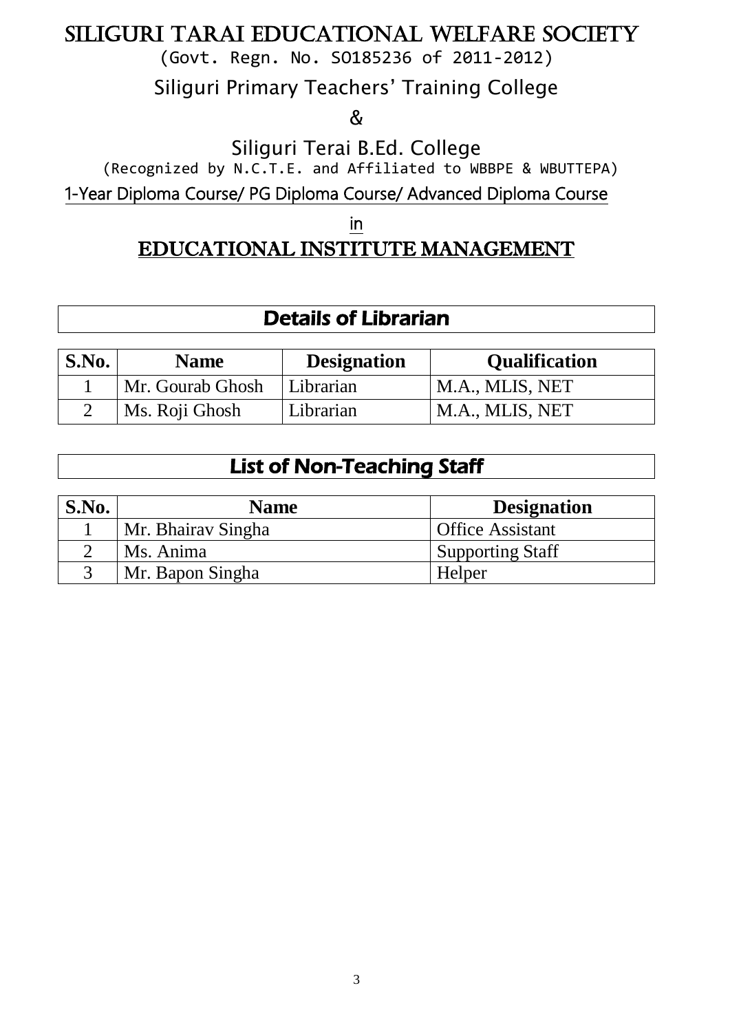# SILIGURI TARAI EDUCATIONAL WELFARE SOCIETY

(Govt. Regn. No. SO185236 of 2011-2012)

Siliguri Primary Teachers' Training College

&

Siliguri Terai B.Ed. College

(Recognized by N.C.T.E. and Affiliated to WBBPE & WBUTTEPA)

1-Year Diploma Course/ PG Diploma Course/ Advanced Diploma Course

in

## EDUCATIONAL INSTITUTE MANAGEMENT

### Details of Librarian

| S.No. | Name | Designation | Qualification |
|---|---|---|---|
| 1 | Mr. Gourab Ghosh | Librarian | M.A., MLIS, NET |
| 2 | Ms. Roji Ghosh | Librarian | M.A., MLIS, NET |

### List of Non-Teaching Staff

| S.No. | Name | Designation |
|---|---|---|
| 1 | Mr. Bhairav Singha | Office Assistant |
| 2 | Ms. Anima | Supporting Staff |
| 3 | Mr. Bapon Singha | Helper |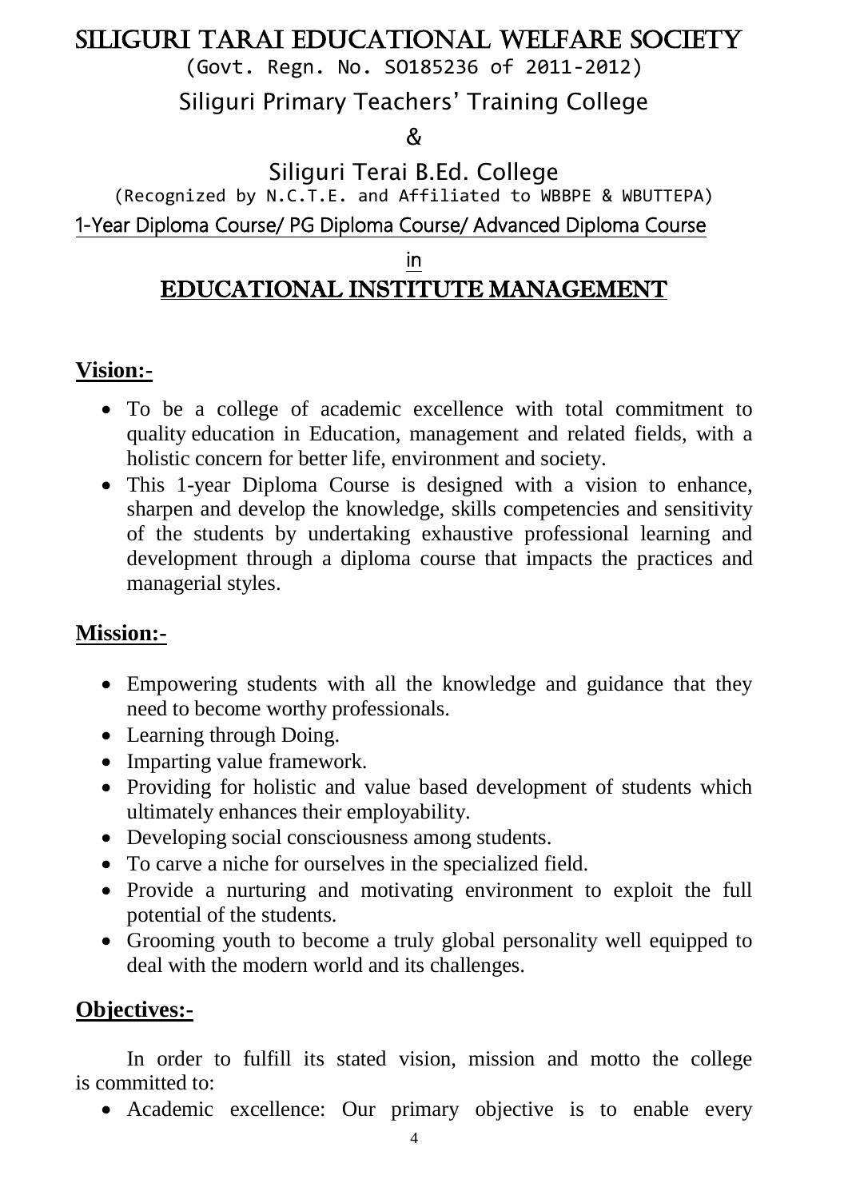# SILIGURI TARAI EDUCATIONAL WELFARE SOCIETY

(Govt. Regn. No. SO185236 of 2011-2012)

## Siliguri Primary Teachers' Training College

&

## Siliguri Terai B.Ed. College

(Recognized by N.C.T.E. and Affiliated to WBBPE & WBUTTEPA)

1-Year Diploma Course/ PG Diploma Course/ Advanced Diploma Course

in

# EDUCATIONAL INSTITUTE MANAGEMENT

## Vision:-

- To be a college of academic excellence with total commitment to quality education in Education, management and related fields, with a holistic concern for better life, environment and society.
- This 1-year Diploma Course is designed with a vision to enhance, sharpen and develop the knowledge, skills competencies and sensitivity of the students by undertaking exhaustive professional learning and development through a diploma course that impacts the practices and managerial styles.

## Mission:-

- Empowering students with all the knowledge and guidance that they need to become worthy professionals.
- Learning through Doing.
- Imparting value framework.
- Providing for holistic and value based development of students which ultimately enhances their employability.
- Developing social consciousness among students.
- To carve a niche for ourselves in the specialized field.
- Provide a nurturing and motivating environment to exploit the full potential of the students.
- Grooming youth to become a truly global personality well equipped to deal with the modern world and its challenges.

## Objectives:-

In order to fulfill its stated vision, mission and motto the college is committed to:

- Academic excellence: Our primary objective is to enable every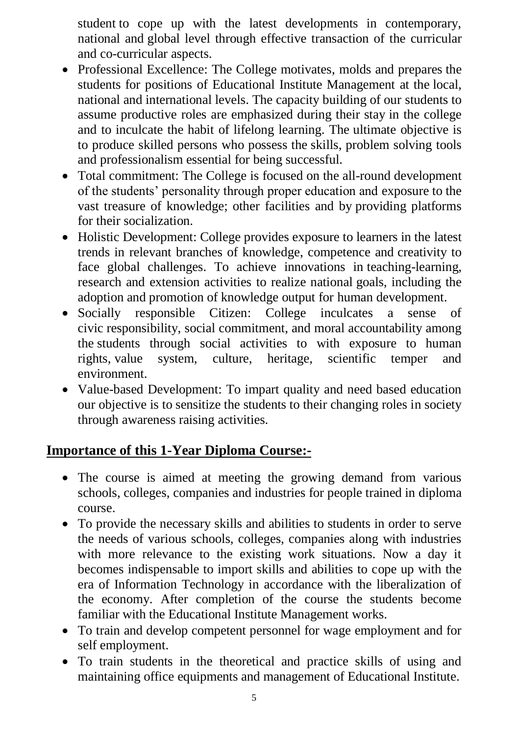student to cope up with the latest developments in contemporary, national and global level through effective transaction of the curricular and co-curricular aspects.

- Professional Excellence: The College motivates, molds and prepares the students for positions of Educational Institute Management at the local, national and international levels. The capacity building of our students to assume productive roles are emphasized during their stay in the college and to inculcate the habit of lifelong learning. The ultimate objective is to produce skilled persons who possess the skills, problem solving tools and professionalism essential for being successful.
- Total commitment: The College is focused on the all-round development of the students' personality through proper education and exposure to the vast treasure of knowledge; other facilities and by providing platforms for their socialization.
- Holistic Development: College provides exposure to learners in the latest trends in relevant branches of knowledge, competence and creativity to face global challenges. To achieve innovations in teaching-learning, research and extension activities to realize national goals, including the adoption and promotion of knowledge output for human development.
- Socially responsible Citizen: College inculcates a sense of civic responsibility, social commitment, and moral accountability among the students through social activities to with exposure to human rights, value system, culture, heritage, scientific temper and environment.
- Value-based Development: To impart quality and need based education our objective is to sensitize the students to their changing roles in society through awareness raising activities.

## Importance of this 1-Year Diploma Course:-

- The course is aimed at meeting the growing demand from various schools, colleges, companies and industries for people trained in diploma course.
- To provide the necessary skills and abilities to students in order to serve the needs of various schools, colleges, companies along with industries with more relevance to the existing work situations. Now a day it becomes indispensable to import skills and abilities to cope up with the era of Information Technology in accordance with the liberalization of the economy. After completion of the course the students become familiar with the Educational Institute Management works.
- To train and develop competent personnel for wage employment and for self employment.
- To train students in the theoretical and practice skills of using and maintaining office equipments and management of Educational Institute.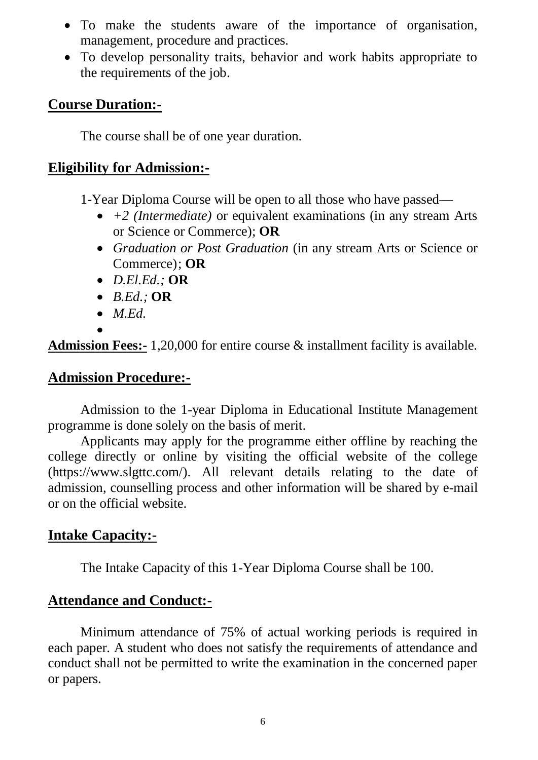- To make the students aware of the importance of organisation, management, procedure and practices.
- To develop personality traits, behavior and work habits appropriate to the requirements of the job.

## Course Duration:-

The course shall be of one year duration.

## Eligibility for Admission:-

1-Year Diploma Course will be open to all those who have passed—

- *+2 (Intermediate)* or equivalent examinations (in any stream Arts or Science or Commerce); **OR**
- *Graduation or Post Graduation* (in any stream Arts or Science or Commerce); **OR**
- *D.El.Ed.;* **OR**
- *B.Ed.;* **OR**
- *M.Ed.*

**Admission Fees:-** 1,20,000 for entire course & installment facility is available.

## Admission Procedure:-

Admission to the 1-year Diploma in Educational Institute Management programme is done solely on the basis of merit.

Applicants may apply for the programme either offline by reaching the college directly or online by visiting the official website of the college (https://www.slgttc.com/). All relevant details relating to the date of admission, counselling process and other information will be shared by e-mail or on the official website.

## Intake Capacity:-

The Intake Capacity of this 1-Year Diploma Course shall be 100.

## Attendance and Conduct:-

Minimum attendance of 75% of actual working periods is required in each paper. A student who does not satisfy the requirements of attendance and conduct shall not be permitted to write the examination in the concerned paper or papers.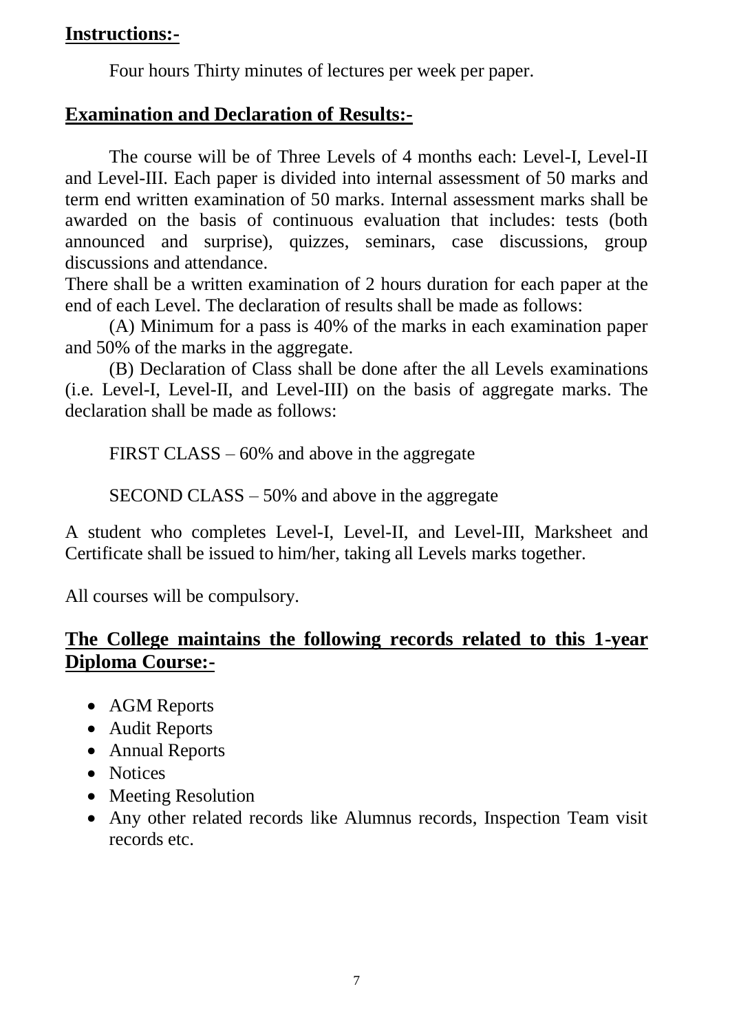## Instructions:-

Four hours Thirty minutes of lectures per week per paper.

## Examination and Declaration of Results:-

The course will be of Three Levels of 4 months each: Level-I, Level-II and Level-III. Each paper is divided into internal assessment of 50 marks and term end written examination of 50 marks. Internal assessment marks shall be awarded on the basis of continuous evaluation that includes: tests (both announced and surprise), quizzes, seminars, case discussions, group discussions and attendance.

There shall be a written examination of 2 hours duration for each paper at the end of each Level. The declaration of results shall be made as follows:

(A) Minimum for a pass is 40% of the marks in each examination paper and 50% of the marks in the aggregate.

(B) Declaration of Class shall be done after the all Levels examinations (i.e. Level-I, Level-II, and Level-III) on the basis of aggregate marks. The declaration shall be made as follows:

FIRST CLASS – 60% and above in the aggregate

SECOND CLASS – 50% and above in the aggregate

A student who completes Level-I, Level-II, and Level-III, Marksheet and Certificate shall be issued to him/her, taking all Levels marks together.

All courses will be compulsory.

## The College maintains the following records related to this 1-year Diploma Course:-

- AGM Reports
- Audit Reports
- Annual Reports
- Notices
- Meeting Resolution
- Any other related records like Alumnus records, Inspection Team visit records etc.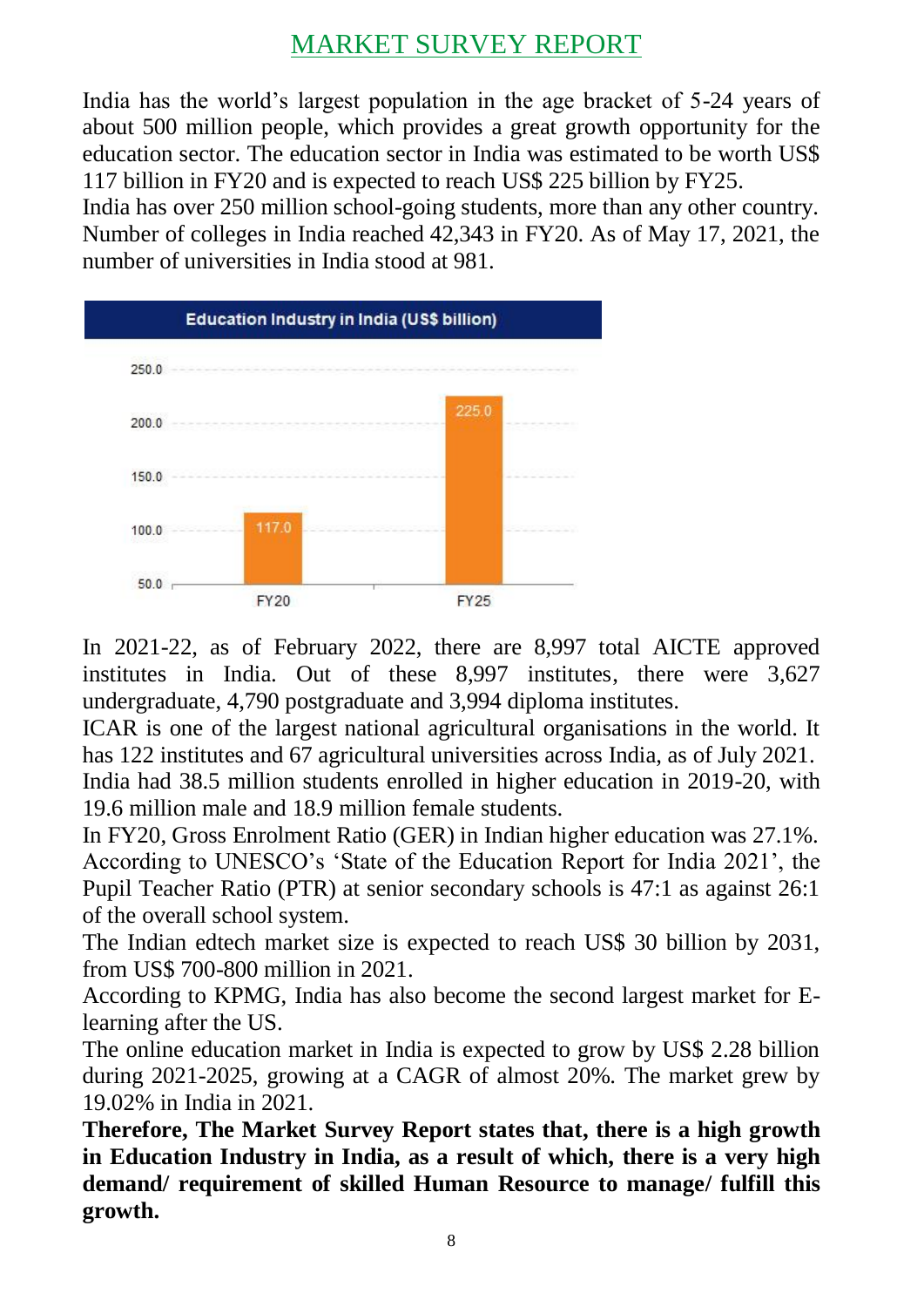# MARKET SURVEY REPORT

India has the world's largest population in the age bracket of 5-24 years of about 500 million people, which provides a great growth opportunity for the education sector. The education sector in India was estimated to be worth US$ 117 billion in FY20 and is expected to reach US$ 225 billion by FY25.

India has over 250 million school-going students, more than any other country. Number of colleges in India reached 42,343 in FY20. As of May 17, 2021, the number of universities in India stood at 981.

**Education Industry in India (US$ billion)**

| Year | US$ billion |
| --- | --- |
| FY20 | 117.0 |
| FY25 | 225.0 |

In 2021-22, as of February 2022, there are 8,997 total AICTE approved institutes in India. Out of these 8,997 institutes, there were 3,627 undergraduate, 4,790 postgraduate and 3,994 diploma institutes.

ICAR is one of the largest national agricultural organisations in the world. It has 122 institutes and 67 agricultural universities across India, as of July 2021.

India had 38.5 million students enrolled in higher education in 2019-20, with 19.6 million male and 18.9 million female students.

In FY20, Gross Enrolment Ratio (GER) in Indian higher education was 27.1%. According to UNESCO's 'State of the Education Report for India 2021', the Pupil Teacher Ratio (PTR) at senior secondary schools is 47:1 as against 26:1 of the overall school system.

The Indian edtech market size is expected to reach US$ 30 billion by 2031, from US$ 700-800 million in 2021.

According to KPMG, India has also become the second largest market for E-learning after the US.

The online education market in India is expected to grow by US$ 2.28 billion during 2021-2025, growing at a CAGR of almost 20%. The market grew by 19.02% in India in 2021.

**Therefore, The Market Survey Report states that, there is a high growth in Education Industry in India, as a result of which, there is a very high demand/ requirement of skilled Human Resource to manage/ fulfill this growth.**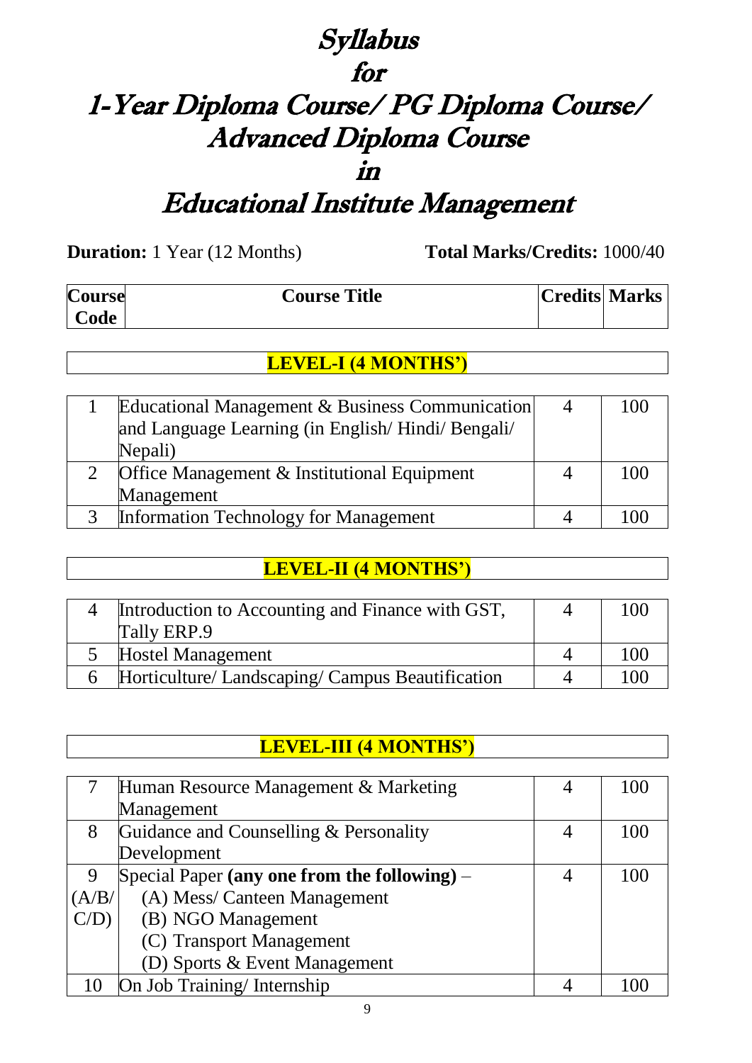# Syllabus for 1-Year Diploma Course/ PG Diploma Course/ Advanced Diploma Course in Educational Institute Management

**Duration:** 1 Year (12 Months) **Total Marks/Credits:** 1000/40

| Course Code | Course Title | Credits | Marks |
|---|---|---|---|
| | **LEVEL-I (4 MONTHS')** | | |
| 1 | Educational Management & Business Communication and Language Learning (in English/ Hindi/ Bengali/ Nepali) | 4 | 100 |
| 2 | Office Management & Institutional Equipment Management | 4 | 100 |
| 3 | Information Technology for Management | 4 | 100 |
| | **LEVEL-II (4 MONTHS')** | | |
| 4 | Introduction to Accounting and Finance with GST, Tally ERP.9 | 4 | 100 |
| 5 | Hostel Management | 4 | 100 |
| 6 | Horticulture/ Landscaping/ Campus Beautification | 4 | 100 |
| | **LEVEL-III (4 MONTHS')** | | |
| 7 | Human Resource Management & Marketing Management | 4 | 100 |
| 8 | Guidance and Counselling & Personality Development | 4 | 100 |
| 9 (A/B/C/D) | Special Paper **(any one from the following)** – (A) Mess/ Canteen Management (B) NGO Management (C) Transport Management (D) Sports & Event Management | 4 | 100 |
| 10 | On Job Training/ Internship | 4 | 100 |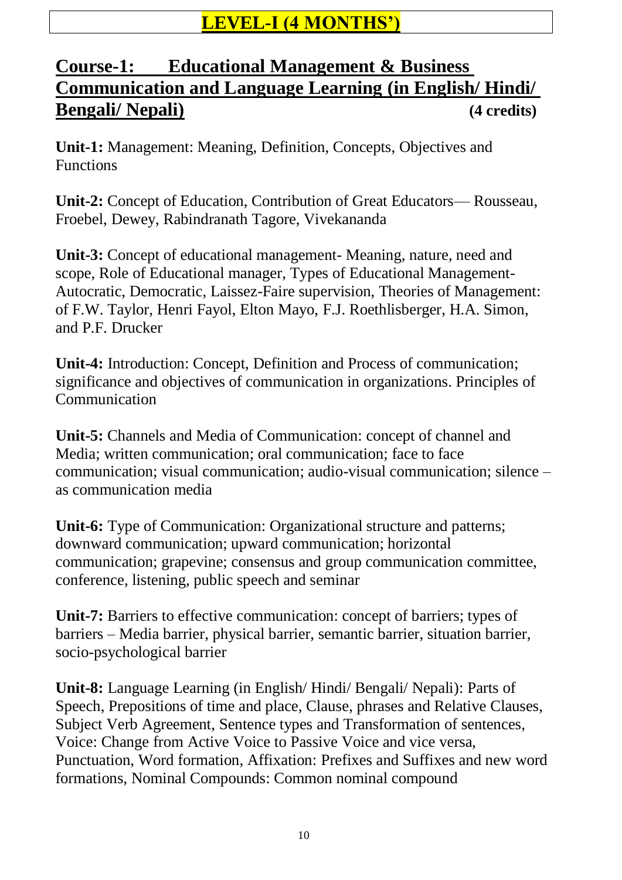# LEVEL-I (4 MONTHS')

## Course-1: Educational Management & Business Communication and Language Learning (in English/ Hindi/ Bengali/ Nepali) (4 credits)

**Unit-1:** Management: Meaning, Definition, Concepts, Objectives and Functions

**Unit-2:** Concept of Education, Contribution of Great Educators— Rousseau, Froebel, Dewey, Rabindranath Tagore, Vivekananda

**Unit-3:** Concept of educational management- Meaning, nature, need and scope, Role of Educational manager, Types of Educational Management-Autocratic, Democratic, Laissez-Faire supervision, Theories of Management: of F.W. Taylor, Henri Fayol, Elton Mayo, F.J. Roethlisberger, H.A. Simon, and P.F. Drucker

**Unit-4:** Introduction: Concept, Definition and Process of communication; significance and objectives of communication in organizations. Principles of Communication

**Unit-5:** Channels and Media of Communication: concept of channel and Media; written communication; oral communication; face to face communication; visual communication; audio-visual communication; silence – as communication media

**Unit-6:** Type of Communication: Organizational structure and patterns; downward communication; upward communication; horizontal communication; grapevine; consensus and group communication committee, conference, listening, public speech and seminar

**Unit-7:** Barriers to effective communication: concept of barriers; types of barriers – Media barrier, physical barrier, semantic barrier, situation barrier, socio-psychological barrier

**Unit-8:** Language Learning (in English/ Hindi/ Bengali/ Nepali): Parts of Speech, Prepositions of time and place, Clause, phrases and Relative Clauses, Subject Verb Agreement, Sentence types and Transformation of sentences, Voice: Change from Active Voice to Passive Voice and vice versa, Punctuation, Word formation, Affixation: Prefixes and Suffixes and new word formations, Nominal Compounds: Common nominal compound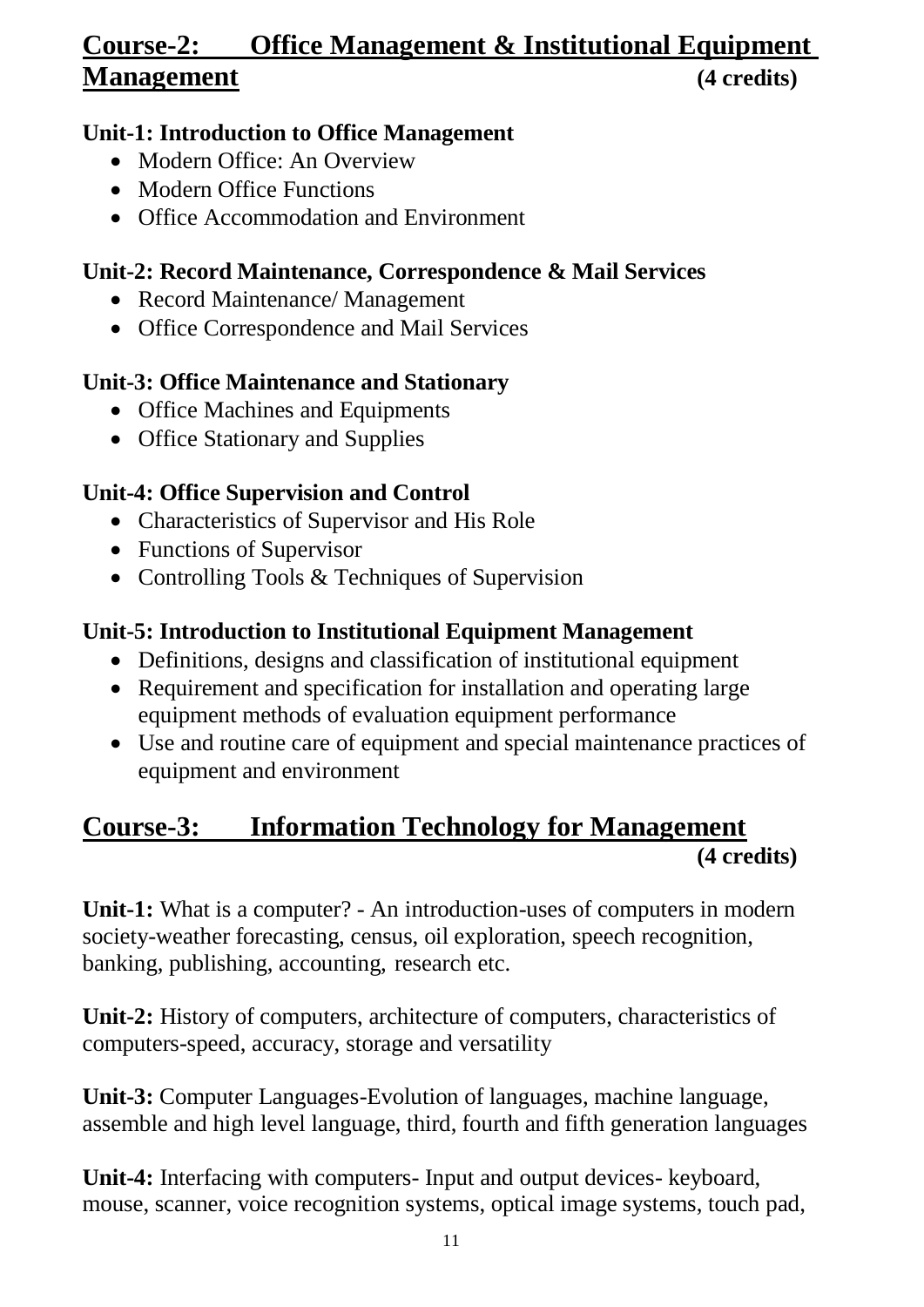## Course-2: Office Management & Institutional Equipment Management (4 credits)

### Unit-1: Introduction to Office Management

- Modern Office: An Overview
- Modern Office Functions
- Office Accommodation and Environment

### Unit-2: Record Maintenance, Correspondence & Mail Services

- Record Maintenance/ Management
- Office Correspondence and Mail Services

### Unit-3: Office Maintenance and Stationary

- Office Machines and Equipments
- Office Stationary and Supplies

### Unit-4: Office Supervision and Control

- Characteristics of Supervisor and His Role
- Functions of Supervisor
- Controlling Tools & Techniques of Supervision

### Unit-5: Introduction to Institutional Equipment Management

- Definitions, designs and classification of institutional equipment
- Requirement and specification for installation and operating large equipment methods of evaluation equipment performance
- Use and routine care of equipment and special maintenance practices of equipment and environment

## Course-3: Information Technology for Management (4 credits)

**Unit-1:** What is a computer? - An introduction-uses of computers in modern society-weather forecasting, census, oil exploration, speech recognition, banking, publishing, accounting, research etc.

**Unit-2:** History of computers, architecture of computers, characteristics of computers-speed, accuracy, storage and versatility

**Unit-3:** Computer Languages-Evolution of languages, machine language, assemble and high level language, third, fourth and fifth generation languages

**Unit-4:** Interfacing with computers- Input and output devices- keyboard, mouse, scanner, voice recognition systems, optical image systems, touch pad,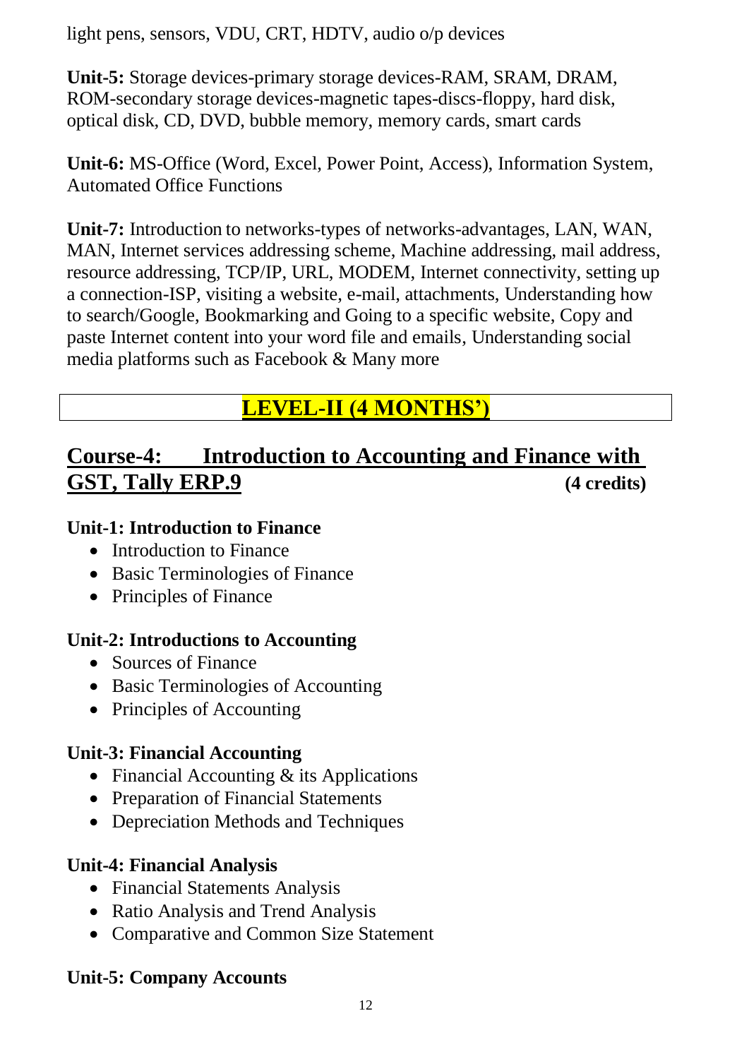light pens, sensors, VDU, CRT, HDTV, audio o/p devices

**Unit-5:** Storage devices-primary storage devices-RAM, SRAM, DRAM, ROM-secondary storage devices-magnetic tapes-discs-floppy, hard disk, optical disk, CD, DVD, bubble memory, memory cards, smart cards

**Unit-6:** MS-Office (Word, Excel, Power Point, Access), Information System, Automated Office Functions

**Unit-7:** Introduction to networks-types of networks-advantages, LAN, WAN, MAN, Internet services addressing scheme, Machine addressing, mail address, resource addressing, TCP/IP, URL, MODEM, Internet connectivity, setting up a connection-ISP, visiting a website, e-mail, attachments, Understanding how to search/Google, Bookmarking and Going to a specific website, Copy and paste Internet content into your word file and emails, Understanding social media platforms such as Facebook & Many more

## LEVEL-II (4 MONTHS')

## Course-4: Introduction to Accounting and Finance with GST, Tally ERP.9 (4 credits)

### Unit-1: Introduction to Finance

- Introduction to Finance
- Basic Terminologies of Finance
- Principles of Finance

### Unit-2: Introductions to Accounting

- Sources of Finance
- Basic Terminologies of Accounting
- Principles of Accounting

### Unit-3: Financial Accounting

- Financial Accounting & its Applications
- Preparation of Financial Statements
- Depreciation Methods and Techniques

### Unit-4: Financial Analysis

- Financial Statements Analysis
- Ratio Analysis and Trend Analysis
- Comparative and Common Size Statement

### Unit-5: Company Accounts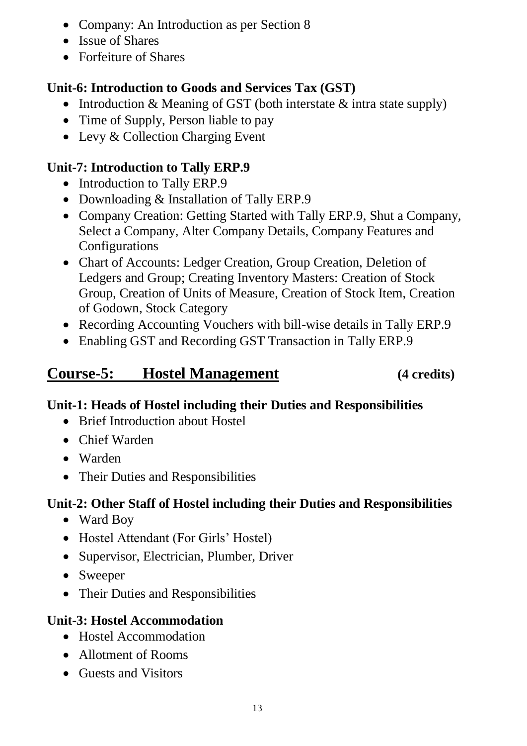- Company: An Introduction as per Section 8
- Issue of Shares
- Forfeiture of Shares

### Unit-6: Introduction to Goods and Services Tax (GST)

- Introduction & Meaning of GST (both interstate & intra state supply)
- Time of Supply, Person liable to pay
- Levy & Collection Charging Event

### Unit-7: Introduction to Tally ERP.9

- Introduction to Tally ERP.9
- Downloading & Installation of Tally ERP.9
- Company Creation: Getting Started with Tally ERP.9, Shut a Company, Select a Company, Alter Company Details, Company Features and Configurations
- Chart of Accounts: Ledger Creation, Group Creation, Deletion of Ledgers and Group; Creating Inventory Masters: Creation of Stock Group, Creation of Units of Measure, Creation of Stock Item, Creation of Godown, Stock Category
- Recording Accounting Vouchers with bill-wise details in Tally ERP.9
- Enabling GST and Recording GST Transaction in Tally ERP.9

## Course-5: Hostel Management (4 credits)

### Unit-1: Heads of Hostel including their Duties and Responsibilities

- Brief Introduction about Hostel
- Chief Warden
- Warden
- Their Duties and Responsibilities

### Unit-2: Other Staff of Hostel including their Duties and Responsibilities

- Ward Boy
- Hostel Attendant (For Girls' Hostel)
- Supervisor, Electrician, Plumber, Driver
- Sweeper
- Their Duties and Responsibilities

### Unit-3: Hostel Accommodation

- Hostel Accommodation
- Allotment of Rooms
- Guests and Visitors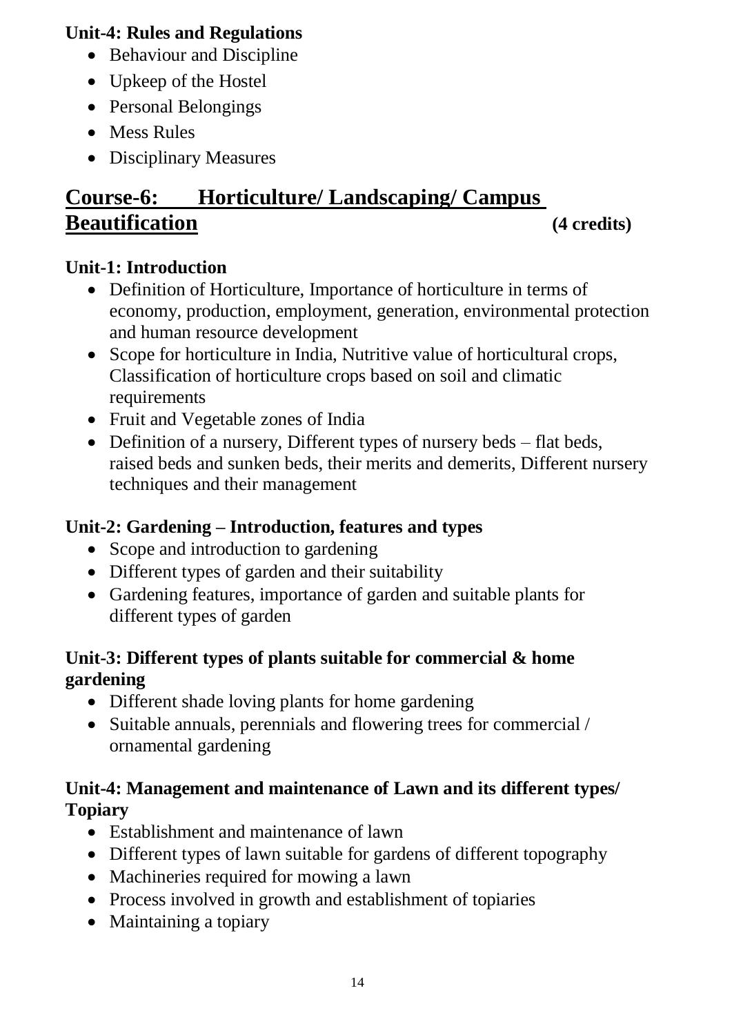**Unit-4: Rules and Regulations**

- Behaviour and Discipline
- Upkeep of the Hostel
- Personal Belongings
- Mess Rules
- Disciplinary Measures

## Course-6: Horticulture/ Landscaping/ Campus Beautification **(4 credits)**

**Unit-1: Introduction**

- Definition of Horticulture, Importance of horticulture in terms of economy, production, employment, generation, environmental protection and human resource development
- Scope for horticulture in India, Nutritive value of horticultural crops, Classification of horticulture crops based on soil and climatic requirements
- Fruit and Vegetable zones of India
- Definition of a nursery, Different types of nursery beds – flat beds, raised beds and sunken beds, their merits and demerits, Different nursery techniques and their management

**Unit-2: Gardening – Introduction, features and types**

- Scope and introduction to gardening
- Different types of garden and their suitability
- Gardening features, importance of garden and suitable plants for different types of garden

**Unit-3: Different types of plants suitable for commercial & home gardening**

- Different shade loving plants for home gardening
- Suitable annuals, perennials and flowering trees for commercial / ornamental gardening

**Unit-4: Management and maintenance of Lawn and its different types/ Topiary**

- Establishment and maintenance of lawn
- Different types of lawn suitable for gardens of different topography
- Machineries required for mowing a lawn
- Process involved in growth and establishment of topiaries
- Maintaining a topiary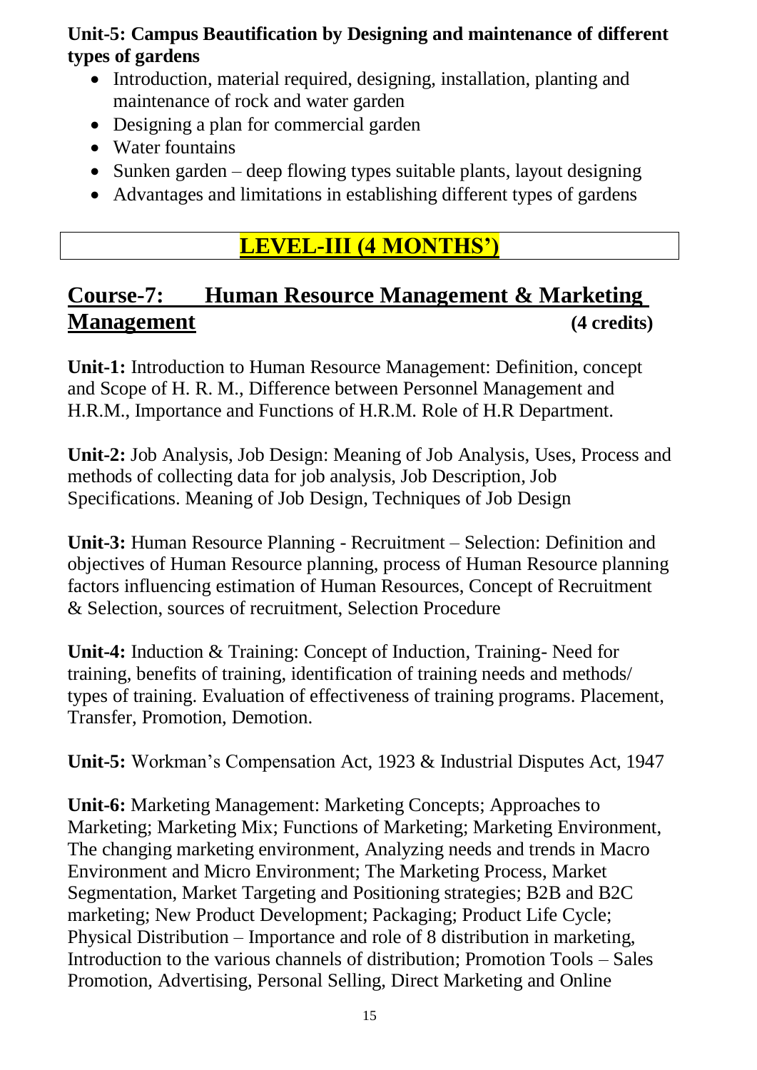**Unit-5: Campus Beautification by Designing and maintenance of different types of gardens**

- Introduction, material required, designing, installation, planting and maintenance of rock and water garden
- Designing a plan for commercial garden
- Water fountains
- Sunken garden – deep flowing types suitable plants, layout designing
- Advantages and limitations in establishing different types of gardens

## LEVEL-III (4 MONTHS')

## Course-7: Human Resource Management & Marketing Management (4 credits)

**Unit-1:** Introduction to Human Resource Management: Definition, concept and Scope of H. R. M., Difference between Personnel Management and H.R.M., Importance and Functions of H.R.M. Role of H.R Department.

**Unit-2:** Job Analysis, Job Design: Meaning of Job Analysis, Uses, Process and methods of collecting data for job analysis, Job Description, Job Specifications. Meaning of Job Design, Techniques of Job Design

**Unit-3:** Human Resource Planning - Recruitment – Selection: Definition and objectives of Human Resource planning, process of Human Resource planning factors influencing estimation of Human Resources, Concept of Recruitment & Selection, sources of recruitment, Selection Procedure

**Unit-4:** Induction & Training: Concept of Induction, Training- Need for training, benefits of training, identification of training needs and methods/ types of training. Evaluation of effectiveness of training programs. Placement, Transfer, Promotion, Demotion.

**Unit-5:** Workman's Compensation Act, 1923 & Industrial Disputes Act, 1947

**Unit-6:** Marketing Management: Marketing Concepts; Approaches to Marketing; Marketing Mix; Functions of Marketing; Marketing Environment, The changing marketing environment, Analyzing needs and trends in Macro Environment and Micro Environment; The Marketing Process, Market Segmentation, Market Targeting and Positioning strategies; B2B and B2C marketing; New Product Development; Packaging; Product Life Cycle; Physical Distribution – Importance and role of 8 distribution in marketing, Introduction to the various channels of distribution; Promotion Tools – Sales Promotion, Advertising, Personal Selling, Direct Marketing and Online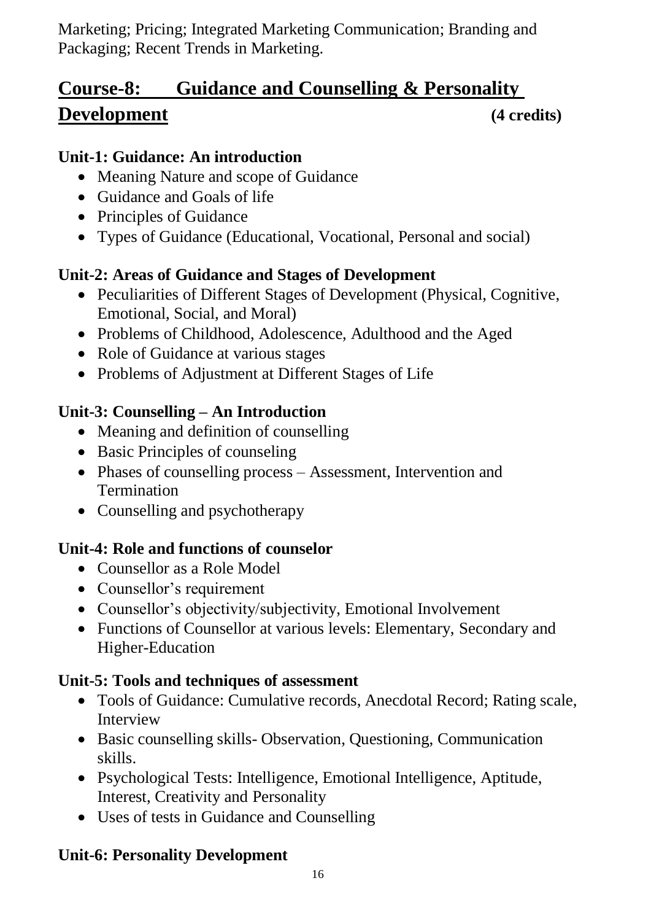Marketing; Pricing; Integrated Marketing Communication; Branding and Packaging; Recent Trends in Marketing.

## Course-8: Guidance and Counselling & Personality Development (4 credits)

**Unit-1: Guidance: An introduction**

- Meaning Nature and scope of Guidance
- Guidance and Goals of life
- Principles of Guidance
- Types of Guidance (Educational, Vocational, Personal and social)

**Unit-2: Areas of Guidance and Stages of Development**

- Peculiarities of Different Stages of Development (Physical, Cognitive, Emotional, Social, and Moral)
- Problems of Childhood, Adolescence, Adulthood and the Aged
- Role of Guidance at various stages
- Problems of Adjustment at Different Stages of Life

**Unit-3: Counselling – An Introduction**

- Meaning and definition of counselling
- Basic Principles of counseling
- Phases of counselling process – Assessment, Intervention and Termination
- Counselling and psychotherapy

**Unit-4: Role and functions of counselor**

- Counsellor as a Role Model
- Counsellor's requirement
- Counsellor's objectivity/subjectivity, Emotional Involvement
- Functions of Counsellor at various levels: Elementary, Secondary and Higher-Education

**Unit-5: Tools and techniques of assessment**

- Tools of Guidance: Cumulative records, Anecdotal Record; Rating scale, Interview
- Basic counselling skills- Observation, Questioning, Communication skills.
- Psychological Tests: Intelligence, Emotional Intelligence, Aptitude, Interest, Creativity and Personality
- Uses of tests in Guidance and Counselling

**Unit-6: Personality Development**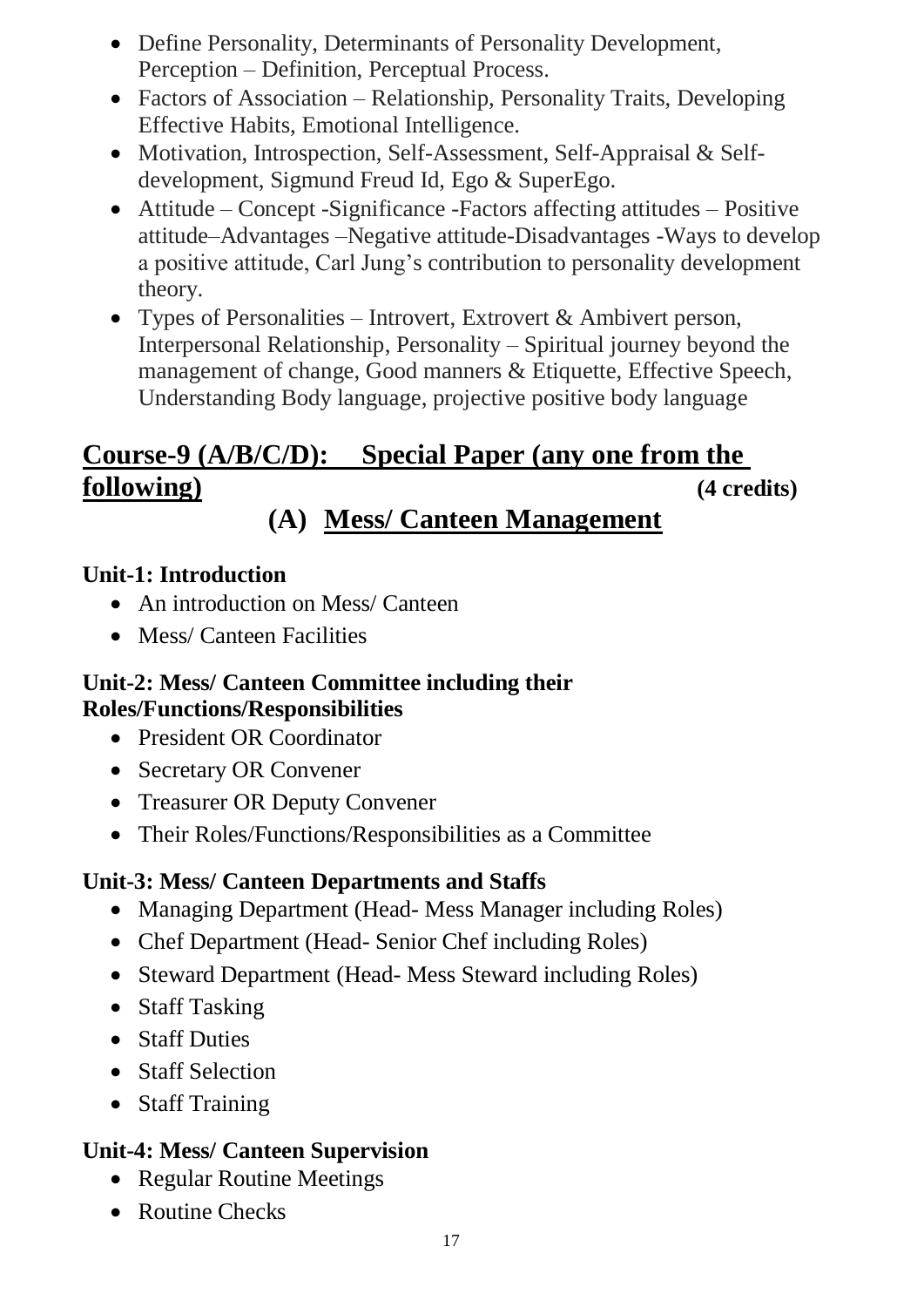- Define Personality, Determinants of Personality Development, Perception – Definition, Perceptual Process.
- Factors of Association – Relationship, Personality Traits, Developing Effective Habits, Emotional Intelligence.
- Motivation, Introspection, Self-Assessment, Self-Appraisal & Self-development, Sigmund Freud Id, Ego & SuperEgo.
- Attitude – Concept -Significance -Factors affecting attitudes – Positive attitude–Advantages –Negative attitude-Disadvantages -Ways to develop a positive attitude, Carl Jung's contribution to personality development theory.
- Types of Personalities – Introvert, Extrovert & Ambivert person, Interpersonal Relationship, Personality – Spiritual journey beyond the management of change, Good manners & Etiquette, Effective Speech, Understanding Body language, projective positive body language

## Course-9 (A/B/C/D): Special Paper (any one from the following) (4 credits)

## (A) Mess/ Canteen Management

### Unit-1: Introduction

- An introduction on Mess/ Canteen
- Mess/ Canteen Facilities

### Unit-2: Mess/ Canteen Committee including their Roles/Functions/Responsibilities

- President OR Coordinator
- Secretary OR Convener
- Treasurer OR Deputy Convener
- Their Roles/Functions/Responsibilities as a Committee

### Unit-3: Mess/ Canteen Departments and Staffs

- Managing Department (Head- Mess Manager including Roles)
- Chef Department (Head- Senior Chef including Roles)
- Steward Department (Head- Mess Steward including Roles)
- Staff Tasking
- Staff Duties
- Staff Selection
- Staff Training

### Unit-4: Mess/ Canteen Supervision

- Regular Routine Meetings
- Routine Checks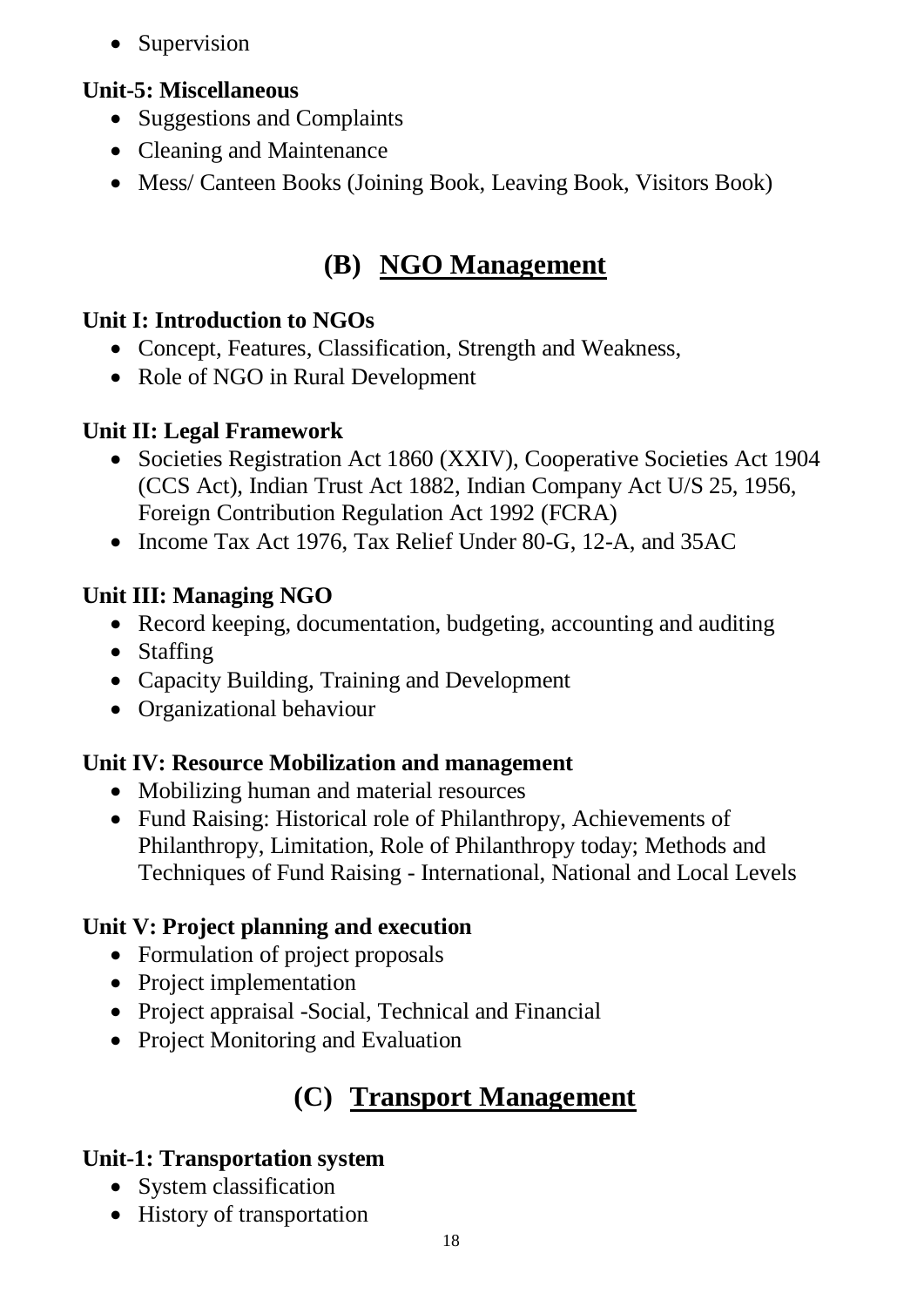- Supervision

**Unit-5: Miscellaneous**

- Suggestions and Complaints
- Cleaning and Maintenance
- Mess/ Canteen Books (Joining Book, Leaving Book, Visitors Book)

## (B) NGO Management

**Unit I: Introduction to NGOs**

- Concept, Features, Classification, Strength and Weakness,
- Role of NGO in Rural Development

**Unit II: Legal Framework**

- Societies Registration Act 1860 (XXIV), Cooperative Societies Act 1904 (CCS Act), Indian Trust Act 1882, Indian Company Act U/S 25, 1956, Foreign Contribution Regulation Act 1992 (FCRA)
- Income Tax Act 1976, Tax Relief Under 80-G, 12-A, and 35AC

**Unit III: Managing NGO**

- Record keeping, documentation, budgeting, accounting and auditing
- Staffing
- Capacity Building, Training and Development
- Organizational behaviour

**Unit IV: Resource Mobilization and management**

- Mobilizing human and material resources
- Fund Raising: Historical role of Philanthropy, Achievements of Philanthropy, Limitation, Role of Philanthropy today; Methods and Techniques of Fund Raising - International, National and Local Levels

**Unit V: Project planning and execution**

- Formulation of project proposals
- Project implementation
- Project appraisal -Social, Technical and Financial
- Project Monitoring and Evaluation

## (C) Transport Management

**Unit-1: Transportation system**

- System classification
- History of transportation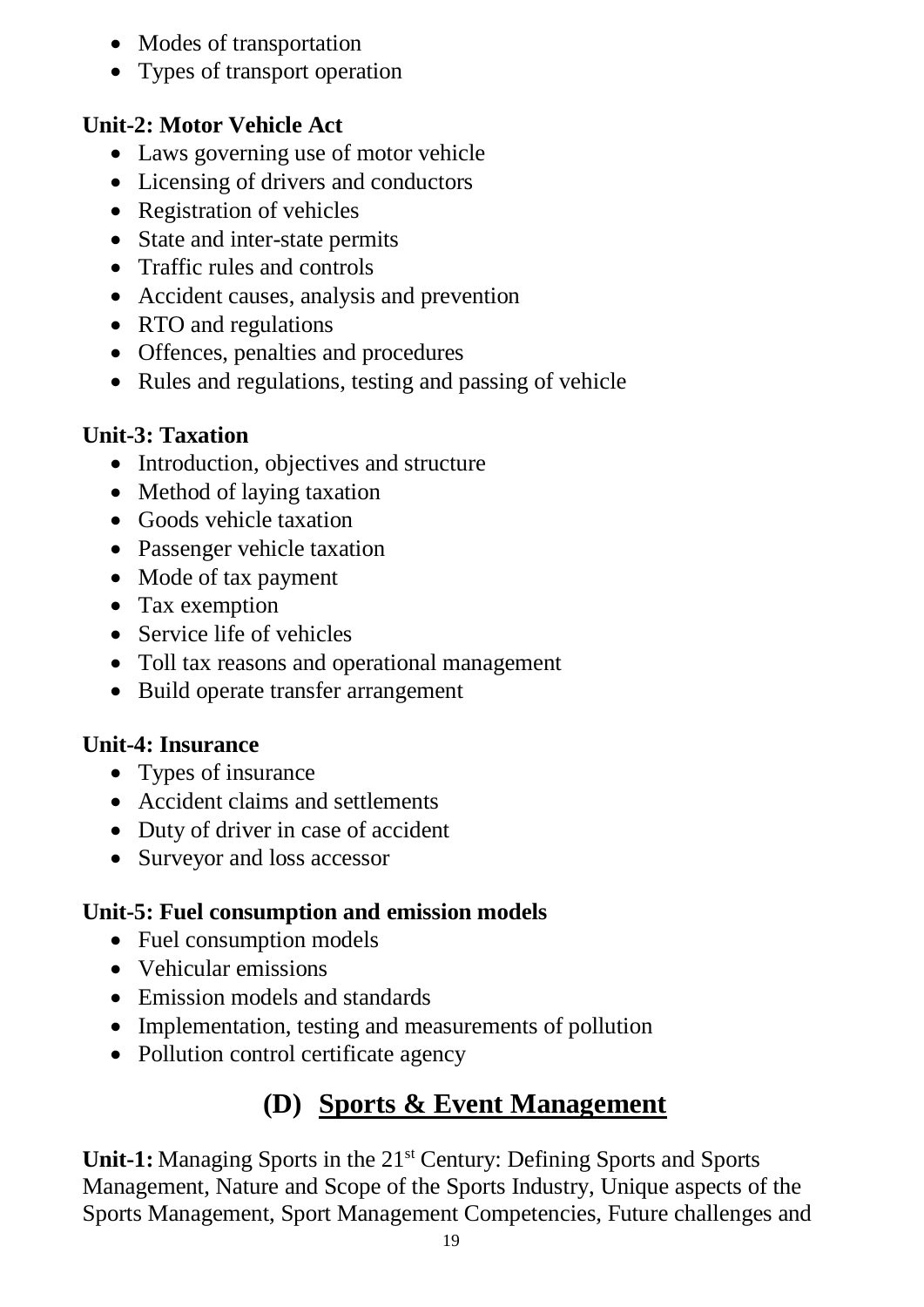- Modes of transportation
- Types of transport operation

**Unit-2: Motor Vehicle Act**

- Laws governing use of motor vehicle
- Licensing of drivers and conductors
- Registration of vehicles
- State and inter-state permits
- Traffic rules and controls
- Accident causes, analysis and prevention
- RTO and regulations
- Offences, penalties and procedures
- Rules and regulations, testing and passing of vehicle

**Unit-3: Taxation**

- Introduction, objectives and structure
- Method of laying taxation
- Goods vehicle taxation
- Passenger vehicle taxation
- Mode of tax payment
- Tax exemption
- Service life of vehicles
- Toll tax reasons and operational management
- Build operate transfer arrangement

**Unit-4: Insurance**

- Types of insurance
- Accident claims and settlements
- Duty of driver in case of accident
- Surveyor and loss accessor

**Unit-5: Fuel consumption and emission models**

- Fuel consumption models
- Vehicular emissions
- Emission models and standards
- Implementation, testing and measurements of pollution
- Pollution control certificate agency

## (D) Sports & Event Management

**Unit-1:** Managing Sports in the 21st Century: Defining Sports and Sports Management, Nature and Scope of the Sports Industry, Unique aspects of the Sports Management, Sport Management Competencies, Future challenges and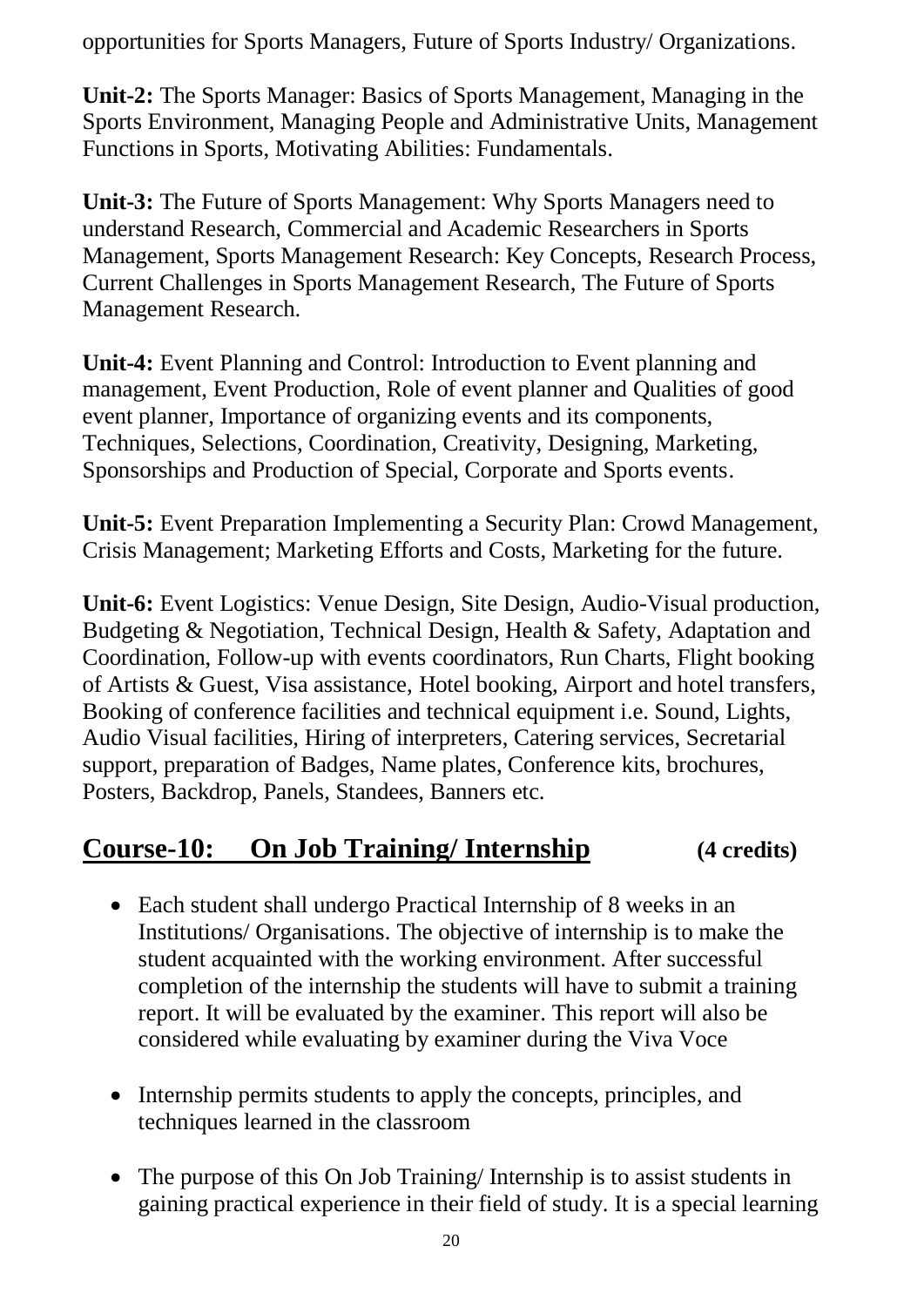opportunities for Sports Managers, Future of Sports Industry/ Organizations.

**Unit-2:** The Sports Manager: Basics of Sports Management, Managing in the Sports Environment, Managing People and Administrative Units, Management Functions in Sports, Motivating Abilities: Fundamentals.

**Unit-3:** The Future of Sports Management: Why Sports Managers need to understand Research, Commercial and Academic Researchers in Sports Management, Sports Management Research: Key Concepts, Research Process, Current Challenges in Sports Management Research, The Future of Sports Management Research.

**Unit-4:** Event Planning and Control: Introduction to Event planning and management, Event Production, Role of event planner and Qualities of good event planner, Importance of organizing events and its components, Techniques, Selections, Coordination, Creativity, Designing, Marketing, Sponsorships and Production of Special, Corporate and Sports events.

**Unit-5:** Event Preparation Implementing a Security Plan: Crowd Management, Crisis Management; Marketing Efforts and Costs, Marketing for the future.

**Unit-6:** Event Logistics: Venue Design, Site Design, Audio-Visual production, Budgeting & Negotiation, Technical Design, Health & Safety, Adaptation and Coordination, Follow-up with events coordinators, Run Charts, Flight booking of Artists & Guest, Visa assistance, Hotel booking, Airport and hotel transfers, Booking of conference facilities and technical equipment i.e. Sound, Lights, Audio Visual facilities, Hiring of interpreters, Catering services, Secretarial support, preparation of Badges, Name plates, Conference kits, brochures, Posters, Backdrop, Panels, Standees, Banners etc.

## Course-10: On Job Training/ Internship (4 credits)

- Each student shall undergo Practical Internship of 8 weeks in an Institutions/ Organisations. The objective of internship is to make the student acquainted with the working environment. After successful completion of the internship the students will have to submit a training report. It will be evaluated by the examiner. This report will also be considered while evaluating by examiner during the Viva Voce

- Internship permits students to apply the concepts, principles, and techniques learned in the classroom

- The purpose of this On Job Training/ Internship is to assist students in gaining practical experience in their field of study. It is a special learning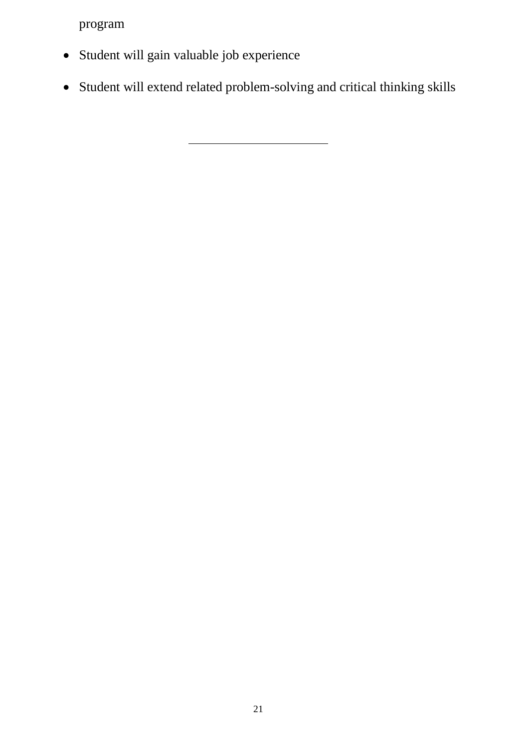program

- Student will gain valuable job experience
- Student will extend related problem-solving and critical thinking skills

---